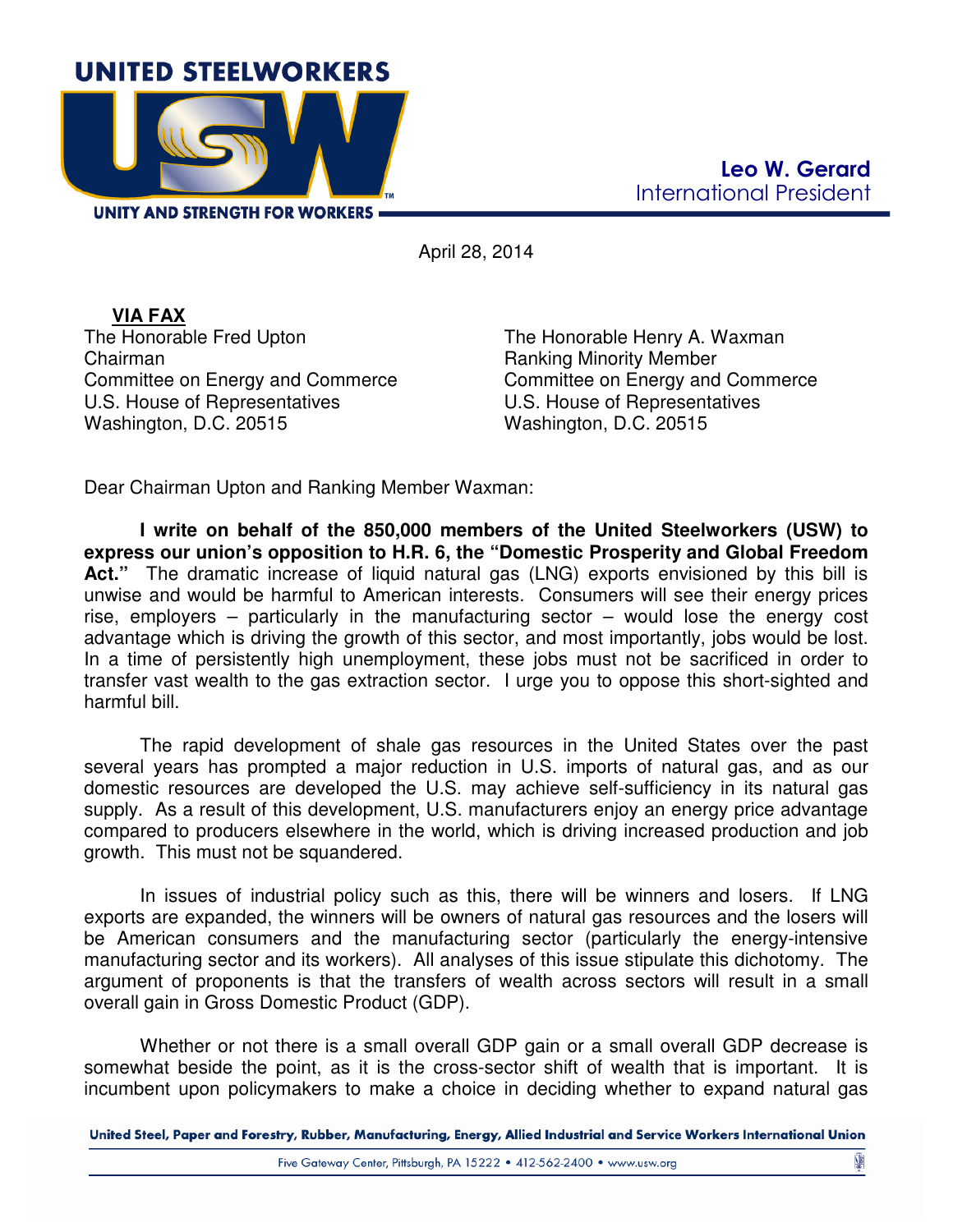**UNITED STEELWORKERS**

**UNITY AND STRENGTH FOR WORKERS**

**Leo W. Gerard**
International President

April 28, 2014

**VIA FAX**

The Honorable Fred Upton
Chairman
Committee on Energy and Commerce
U.S. House of Representatives
Washington, D.C. 20515

The Honorable Henry A. Waxman
Ranking Minority Member
Committee on Energy and Commerce
U.S. House of Representatives
Washington, D.C. 20515

Dear Chairman Upton and Ranking Member Waxman:

**I write on behalf of the 850,000 members of the United Steelworkers (USW) to express our union's opposition to H.R. 6, the "Domestic Prosperity and Global Freedom Act."** The dramatic increase of liquid natural gas (LNG) exports envisioned by this bill is unwise and would be harmful to American interests. Consumers will see their energy prices rise, employers – particularly in the manufacturing sector – would lose the energy cost advantage which is driving the growth of this sector, and most importantly, jobs would be lost. In a time of persistently high unemployment, these jobs must not be sacrificed in order to transfer vast wealth to the gas extraction sector. I urge you to oppose this short-sighted and harmful bill.

The rapid development of shale gas resources in the United States over the past several years has prompted a major reduction in U.S. imports of natural gas, and as our domestic resources are developed the U.S. may achieve self-sufficiency in its natural gas supply. As a result of this development, U.S. manufacturers enjoy an energy price advantage compared to producers elsewhere in the world, which is driving increased production and job growth. This must not be squandered.

In issues of industrial policy such as this, there will be winners and losers. If LNG exports are expanded, the winners will be owners of natural gas resources and the losers will be American consumers and the manufacturing sector (particularly the energy-intensive manufacturing sector and its workers). All analyses of this issue stipulate this dichotomy. The argument of proponents is that the transfers of wealth across sectors will result in a small overall gain in Gross Domestic Product (GDP).

Whether or not there is a small overall GDP gain or a small overall GDP decrease is somewhat beside the point, as it is the cross-sector shift of wealth that is important. It is incumbent upon policymakers to make a choice in deciding whether to expand natural gas

United Steel, Paper and Forestry, Rubber, Manufacturing, Energy, Allied Industrial and Service Workers International Union

Five Gateway Center, Pittsburgh, PA 15222 • 412-562-2400 • www.usw.org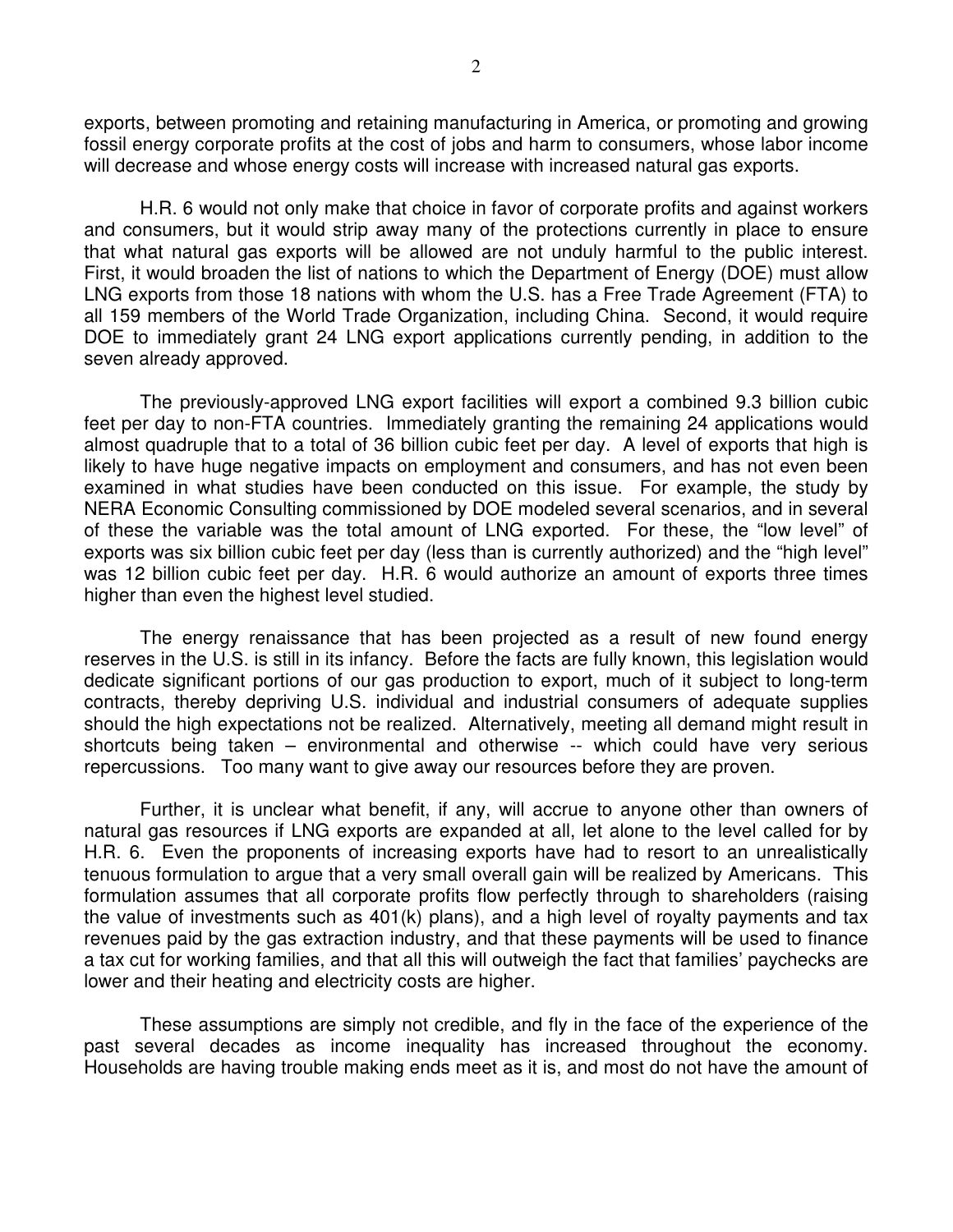exports, between promoting and retaining manufacturing in America, or promoting and growing fossil energy corporate profits at the cost of jobs and harm to consumers, whose labor income will decrease and whose energy costs will increase with increased natural gas exports.

H.R. 6 would not only make that choice in favor of corporate profits and against workers and consumers, but it would strip away many of the protections currently in place to ensure that what natural gas exports will be allowed are not unduly harmful to the public interest. First, it would broaden the list of nations to which the Department of Energy (DOE) must allow LNG exports from those 18 nations with whom the U.S. has a Free Trade Agreement (FTA) to all 159 members of the World Trade Organization, including China. Second, it would require DOE to immediately grant 24 LNG export applications currently pending, in addition to the seven already approved.

The previously-approved LNG export facilities will export a combined 9.3 billion cubic feet per day to non-FTA countries. Immediately granting the remaining 24 applications would almost quadruple that to a total of 36 billion cubic feet per day. A level of exports that high is likely to have huge negative impacts on employment and consumers, and has not even been examined in what studies have been conducted on this issue. For example, the study by NERA Economic Consulting commissioned by DOE modeled several scenarios, and in several of these the variable was the total amount of LNG exported. For these, the "low level" of exports was six billion cubic feet per day (less than is currently authorized) and the "high level" was 12 billion cubic feet per day. H.R. 6 would authorize an amount of exports three times higher than even the highest level studied.

The energy renaissance that has been projected as a result of new found energy reserves in the U.S. is still in its infancy. Before the facts are fully known, this legislation would dedicate significant portions of our gas production to export, much of it subject to long-term contracts, thereby depriving U.S. individual and industrial consumers of adequate supplies should the high expectations not be realized. Alternatively, meeting all demand might result in shortcuts being taken – environmental and otherwise -- which could have very serious repercussions. Too many want to give away our resources before they are proven.

Further, it is unclear what benefit, if any, will accrue to anyone other than owners of natural gas resources if LNG exports are expanded at all, let alone to the level called for by H.R. 6. Even the proponents of increasing exports have had to resort to an unrealistically tenuous formulation to argue that a very small overall gain will be realized by Americans. This formulation assumes that all corporate profits flow perfectly through to shareholders (raising the value of investments such as 401(k) plans), and a high level of royalty payments and tax revenues paid by the gas extraction industry, and that these payments will be used to finance a tax cut for working families, and that all this will outweigh the fact that families' paychecks are lower and their heating and electricity costs are higher.

These assumptions are simply not credible, and fly in the face of the experience of the past several decades as income inequality has increased throughout the economy. Households are having trouble making ends meet as it is, and most do not have the amount of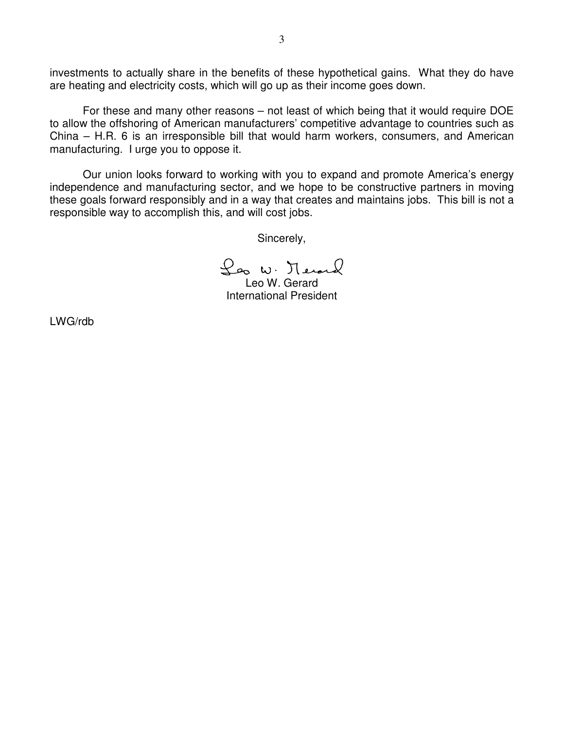investments to actually share in the benefits of these hypothetical gains. What they do have are heating and electricity costs, which will go up as their income goes down.

For these and many other reasons – not least of which being that it would require DOE to allow the offshoring of American manufacturers' competitive advantage to countries such as China – H.R. 6 is an irresponsible bill that would harm workers, consumers, and American manufacturing. I urge you to oppose it.

Our union looks forward to working with you to expand and promote America's energy independence and manufacturing sector, and we hope to be constructive partners in moving these goals forward responsibly and in a way that creates and maintains jobs. This bill is not a responsible way to accomplish this, and will cost jobs.

Sincerely,

Leo W. Gerard

Leo W. Gerard
International President

LWG/rdb